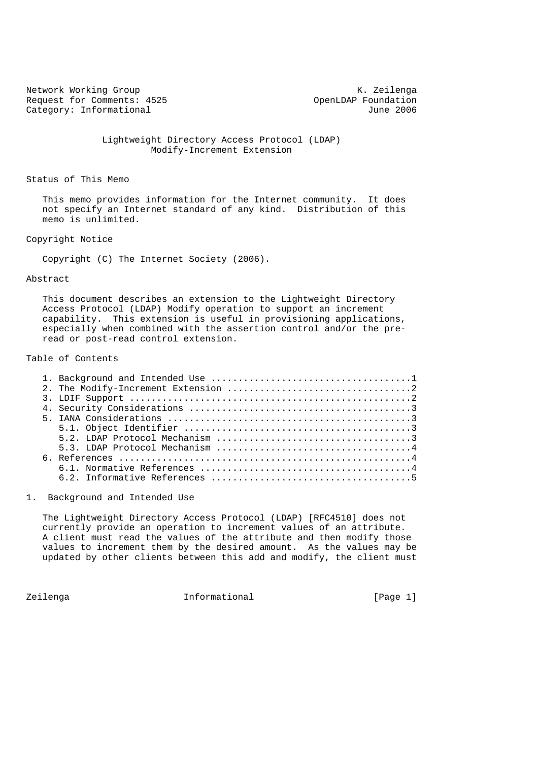Network Working Group K. Zeilenga
Request for Comments: 4525 OpenLDAP Foundation
Category: Informational June 2006

# Lightweight Directory Access Protocol (LDAP) Modify-Increment Extension

## Status of This Memo

This memo provides information for the Internet community. It does not specify an Internet standard of any kind. Distribution of this memo is unlimited.

## Copyright Notice

Copyright (C) The Internet Society (2006).

## Abstract

This document describes an extension to the Lightweight Directory Access Protocol (LDAP) Modify operation to support an increment capability. This extension is useful in provisioning applications, especially when combined with the assertion control and/or the pre-read or post-read control extension.

## Table of Contents

```
1. Background and Intended Use ....................................1
2. The Modify-Increment Extension .................................2
3. LDIF Support ...................................................2
4. Security Considerations ........................................3
5. IANA Considerations ............................................3
   5.1. Object Identifier .........................................3
   5.2. LDAP Protocol Mechanism ...................................3
   5.3. LDAP Protocol Mechanism ...................................4
6. References .....................................................4
   6.1. Normative References ......................................4
   6.2. Informative References ....................................5
```

## 1. Background and Intended Use

The Lightweight Directory Access Protocol (LDAP) [RFC4510] does not currently provide an operation to increment values of an attribute. A client must read the values of the attribute and then modify those values to increment them by the desired amount. As the values may be updated by other clients between this add and modify, the client must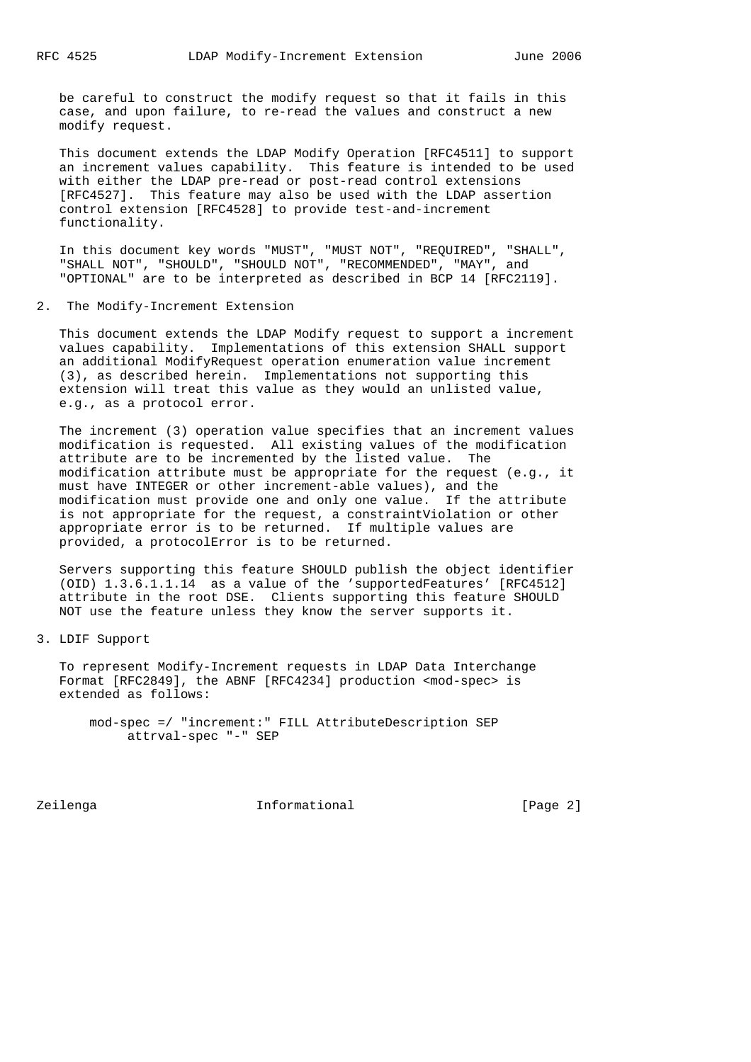be careful to construct the modify request so that it fails in this case, and upon failure, to re-read the values and construct a new modify request.

This document extends the LDAP Modify Operation [RFC4511] to support an increment values capability. This feature is intended to be used with either the LDAP pre-read or post-read control extensions [RFC4527]. This feature may also be used with the LDAP assertion control extension [RFC4528] to provide test-and-increment functionality.

In this document key words "MUST", "MUST NOT", "REQUIRED", "SHALL", "SHALL NOT", "SHOULD", "SHOULD NOT", "RECOMMENDED", "MAY", and "OPTIONAL" are to be interpreted as described in BCP 14 [RFC2119].

## 2. The Modify-Increment Extension

This document extends the LDAP Modify request to support a increment values capability. Implementations of this extension SHALL support an additional ModifyRequest operation enumeration value increment (3), as described herein. Implementations not supporting this extension will treat this value as they would an unlisted value, e.g., as a protocol error.

The increment (3) operation value specifies that an increment values modification is requested. All existing values of the modification attribute are to be incremented by the listed value. The modification attribute must be appropriate for the request (e.g., it must have INTEGER or other increment-able values), and the modification must provide one and only one value. If the attribute is not appropriate for the request, a constraintViolation or other appropriate error is to be returned. If multiple values are provided, a protocolError is to be returned.

Servers supporting this feature SHOULD publish the object identifier (OID) 1.3.6.1.1.14 as a value of the 'supportedFeatures' [RFC4512] attribute in the root DSE. Clients supporting this feature SHOULD NOT use the feature unless they know the server supports it.

## 3. LDIF Support

To represent Modify-Increment requests in LDAP Data Interchange Format [RFC2849], the ABNF [RFC4234] production <mod-spec> is extended as follows:

```
mod-spec =/ "increment:" FILL AttributeDescription SEP
     attrval-spec "-" SEP
```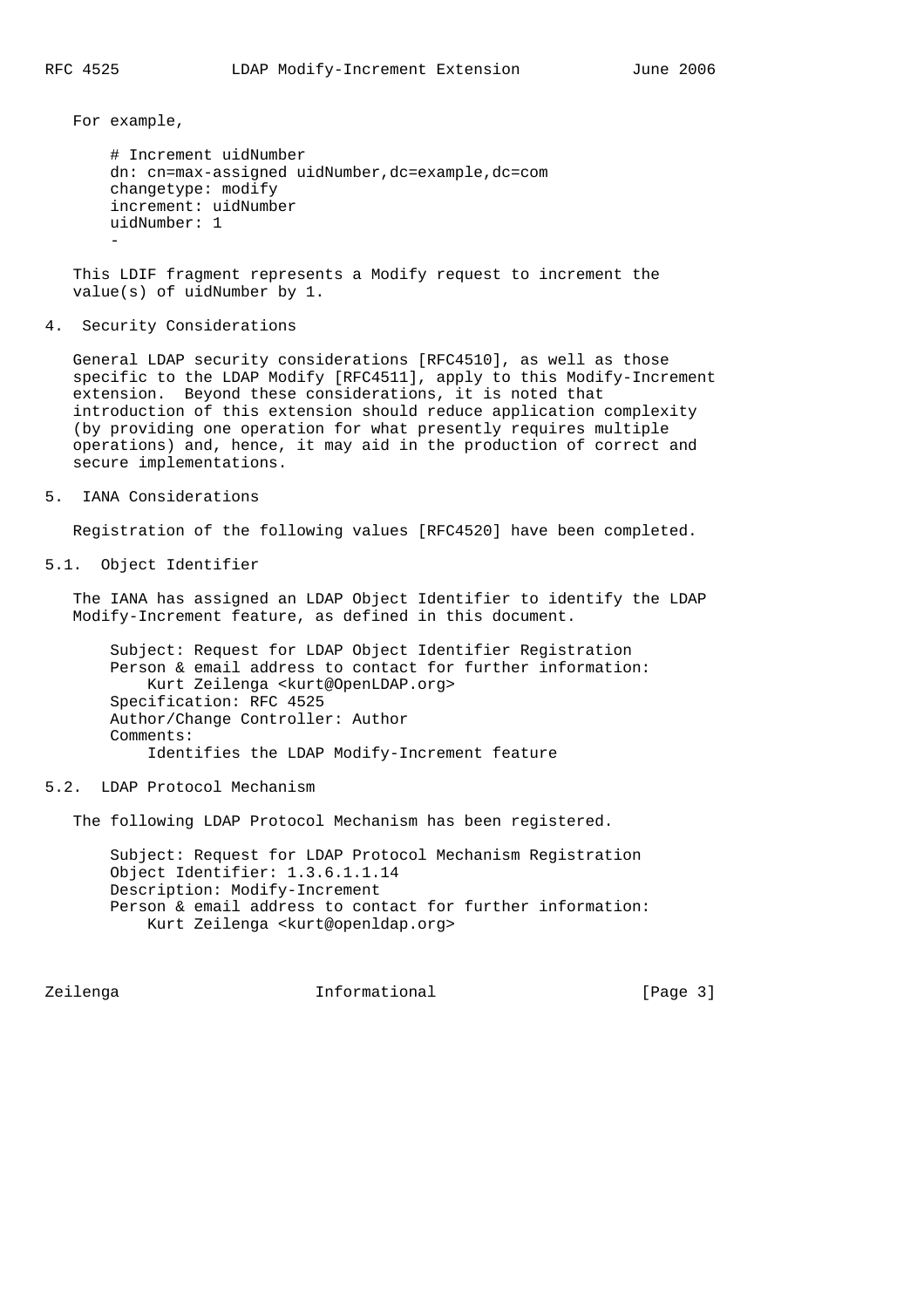For example,

```
# Increment uidNumber
dn: cn=max-assigned uidNumber,dc=example,dc=com
changetype: modify
increment: uidNumber
uidNumber: 1
-
```

This LDIF fragment represents a Modify request to increment the value(s) of uidNumber by 1.

## 4. Security Considerations

General LDAP security considerations [RFC4510], as well as those specific to the LDAP Modify [RFC4511], apply to this Modify-Increment extension. Beyond these considerations, it is noted that introduction of this extension should reduce application complexity (by providing one operation for what presently requires multiple operations) and, hence, it may aid in the production of correct and secure implementations.

## 5. IANA Considerations

Registration of the following values [RFC4520] have been completed.

### 5.1. Object Identifier

The IANA has assigned an LDAP Object Identifier to identify the LDAP Modify-Increment feature, as defined in this document.

```
Subject: Request for LDAP Object Identifier Registration
Person & email address to contact for further information:
    Kurt Zeilenga <kurt@OpenLDAP.org>
Specification: RFC 4525
Author/Change Controller: Author
Comments:
    Identifies the LDAP Modify-Increment feature
```

### 5.2. LDAP Protocol Mechanism

The following LDAP Protocol Mechanism has been registered.

```
Subject: Request for LDAP Protocol Mechanism Registration
Object Identifier: 1.3.6.1.1.14
Description: Modify-Increment
Person & email address to contact for further information:
    Kurt Zeilenga <kurt@openldap.org>
```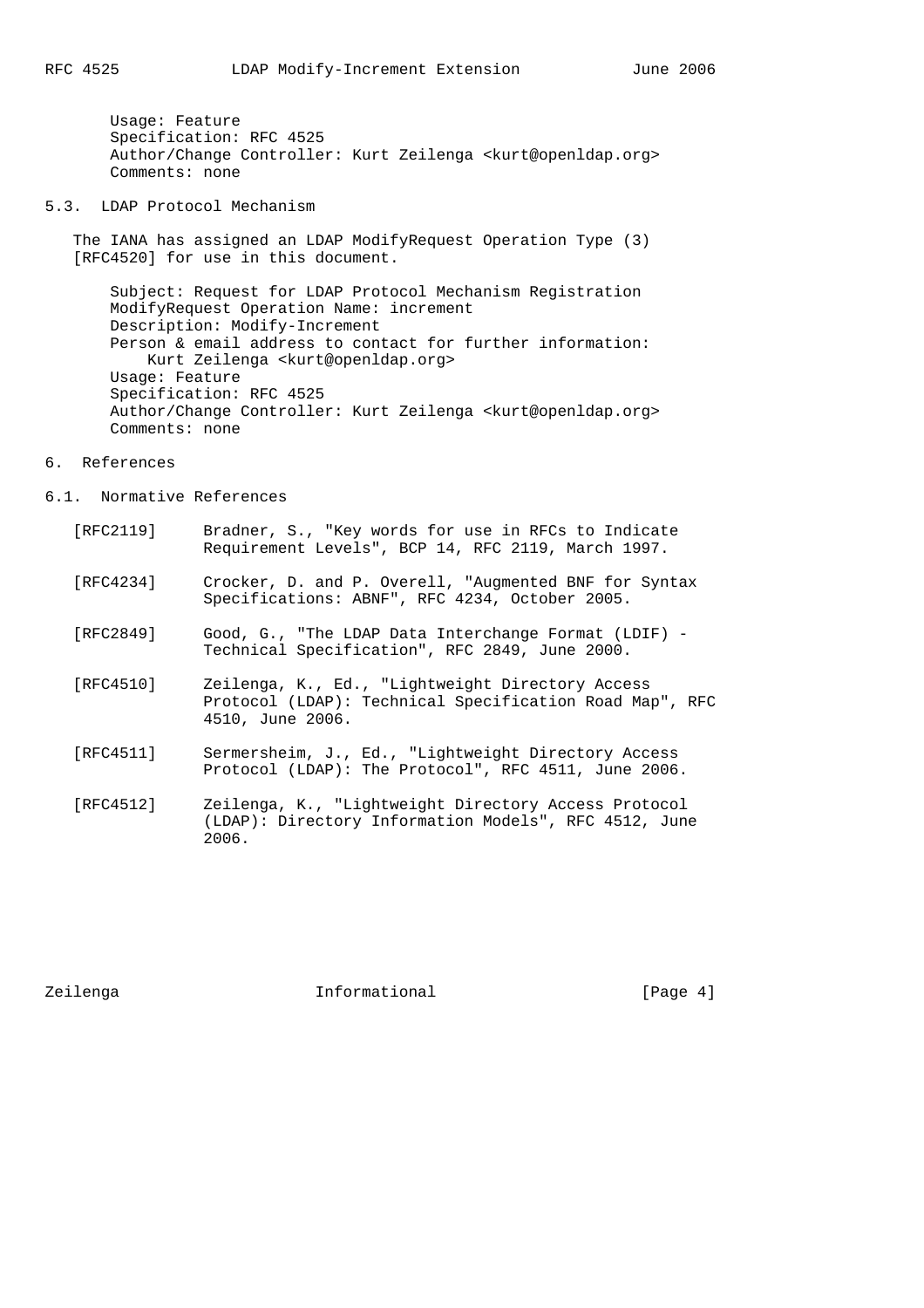Usage: Feature
Specification: RFC 4525
Author/Change Controller: Kurt Zeilenga <kurt@openldap.org>
Comments: none

### 5.3. LDAP Protocol Mechanism

The IANA has assigned an LDAP ModifyRequest Operation Type (3) [RFC4520] for use in this document.

```
    Subject: Request for LDAP Protocol Mechanism Registration
    ModifyRequest Operation Name: increment
    Description: Modify-Increment
    Person & email address to contact for further information:
        Kurt Zeilenga <kurt@openldap.org>
    Usage: Feature
    Specification: RFC 4525
    Author/Change Controller: Kurt Zeilenga <kurt@openldap.org>
    Comments: none
```

## 6. References

### 6.1. Normative References

[RFC2119] Bradner, S., "Key words for use in RFCs to Indicate Requirement Levels", BCP 14, RFC 2119, March 1997.

[RFC4234] Crocker, D. and P. Overell, "Augmented BNF for Syntax Specifications: ABNF", RFC 4234, October 2005.

[RFC2849] Good, G., "The LDAP Data Interchange Format (LDIF) - Technical Specification", RFC 2849, June 2000.

[RFC4510] Zeilenga, K., Ed., "Lightweight Directory Access Protocol (LDAP): Technical Specification Road Map", RFC 4510, June 2006.

[RFC4511] Sermersheim, J., Ed., "Lightweight Directory Access Protocol (LDAP): The Protocol", RFC 4511, June 2006.

[RFC4512] Zeilenga, K., "Lightweight Directory Access Protocol (LDAP): Directory Information Models", RFC 4512, June 2006.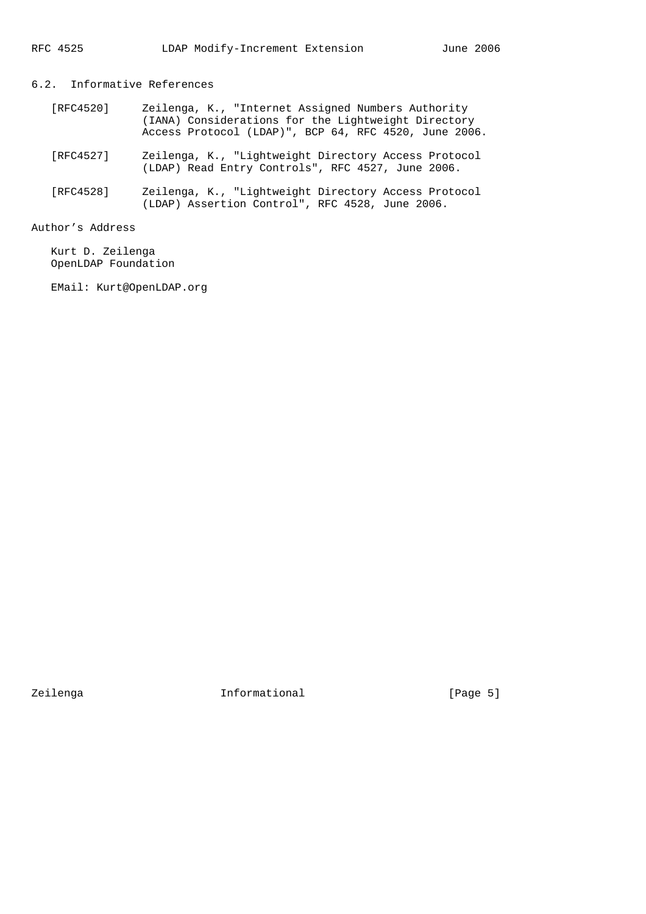### 6.2. Informative References

[RFC4520] Zeilenga, K., "Internet Assigned Numbers Authority (IANA) Considerations for the Lightweight Directory Access Protocol (LDAP)", BCP 64, RFC 4520, June 2006.

[RFC4527] Zeilenga, K., "Lightweight Directory Access Protocol (LDAP) Read Entry Controls", RFC 4527, June 2006.

[RFC4528] Zeilenga, K., "Lightweight Directory Access Protocol (LDAP) Assertion Control", RFC 4528, June 2006.

## Author's Address

Kurt D. Zeilenga
OpenLDAP Foundation

EMail: Kurt@OpenLDAP.org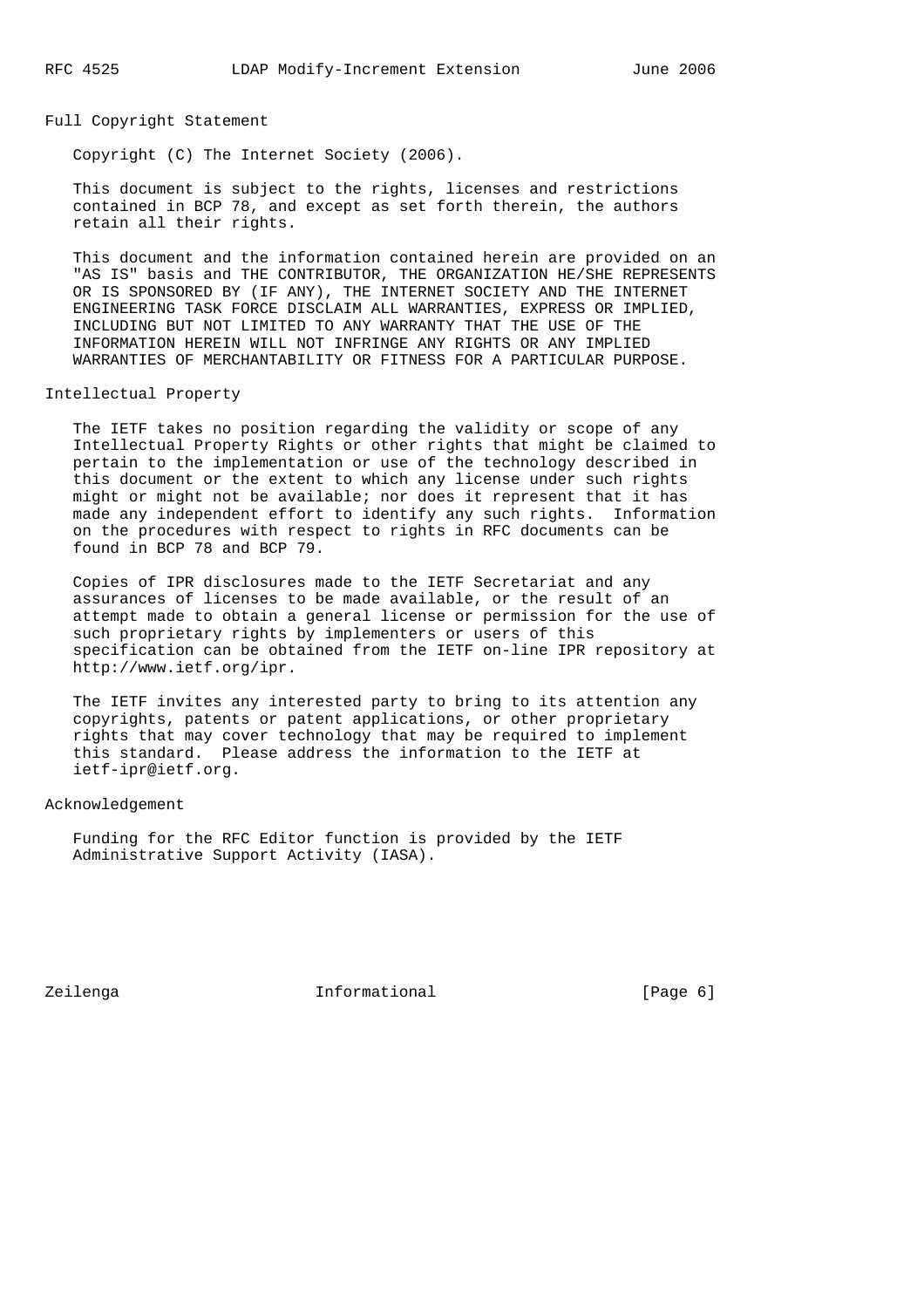## Full Copyright Statement

Copyright (C) The Internet Society (2006).

This document is subject to the rights, licenses and restrictions contained in BCP 78, and except as set forth therein, the authors retain all their rights.

This document and the information contained herein are provided on an "AS IS" basis and THE CONTRIBUTOR, THE ORGANIZATION HE/SHE REPRESENTS OR IS SPONSORED BY (IF ANY), THE INTERNET SOCIETY AND THE INTERNET ENGINEERING TASK FORCE DISCLAIM ALL WARRANTIES, EXPRESS OR IMPLIED, INCLUDING BUT NOT LIMITED TO ANY WARRANTY THAT THE USE OF THE INFORMATION HEREIN WILL NOT INFRINGE ANY RIGHTS OR ANY IMPLIED WARRANTIES OF MERCHANTABILITY OR FITNESS FOR A PARTICULAR PURPOSE.

## Intellectual Property

The IETF takes no position regarding the validity or scope of any Intellectual Property Rights or other rights that might be claimed to pertain to the implementation or use of the technology described in this document or the extent to which any license under such rights might or might not be available; nor does it represent that it has made any independent effort to identify any such rights. Information on the procedures with respect to rights in RFC documents can be found in BCP 78 and BCP 79.

Copies of IPR disclosures made to the IETF Secretariat and any assurances of licenses to be made available, or the result of an attempt made to obtain a general license or permission for the use of such proprietary rights by implementers or users of this specification can be obtained from the IETF on-line IPR repository at http://www.ietf.org/ipr.

The IETF invites any interested party to bring to its attention any copyrights, patents or patent applications, or other proprietary rights that may cover technology that may be required to implement this standard. Please address the information to the IETF at ietf-ipr@ietf.org.

## Acknowledgement

Funding for the RFC Editor function is provided by the IETF Administrative Support Activity (IASA).